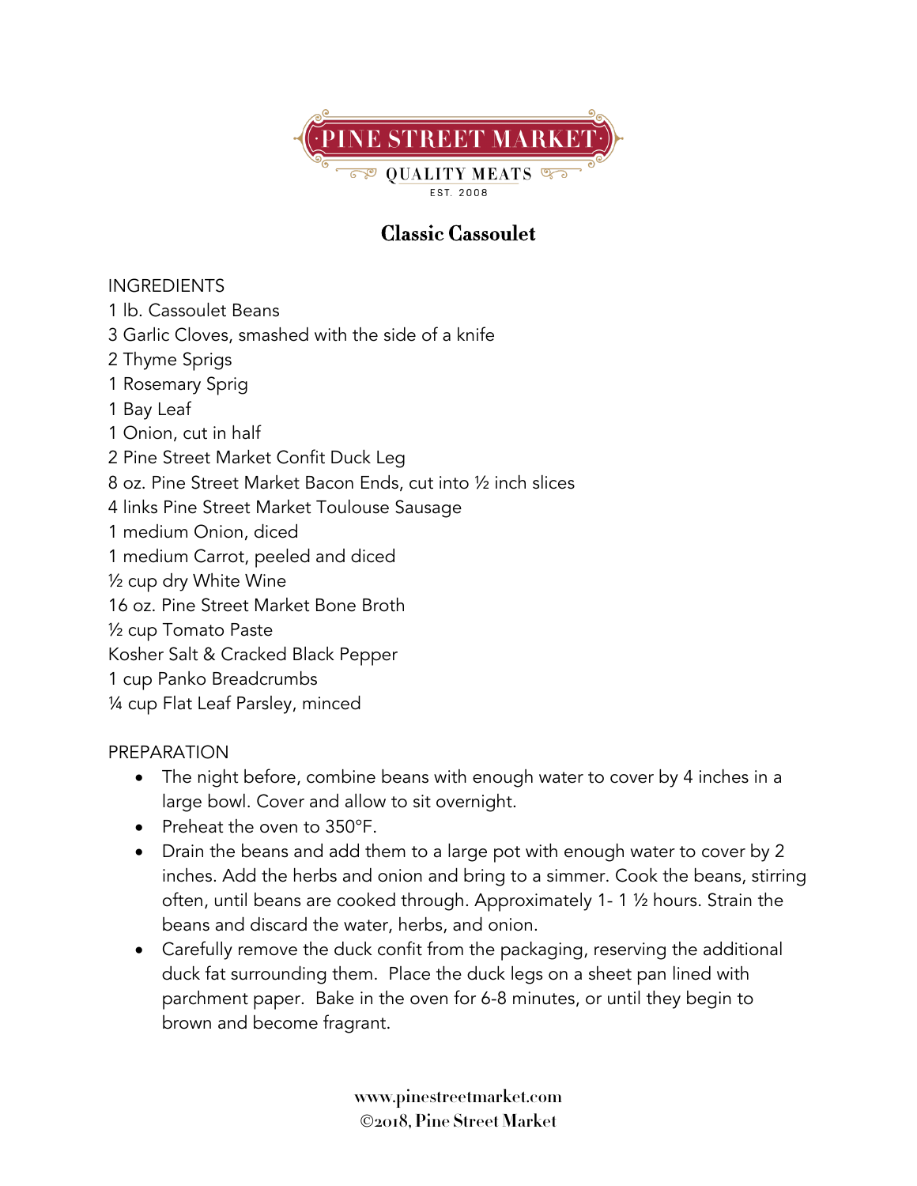PINE STREET MARKET

QUALITY MEATS

EST. 2008

# Classic Cassoulet

INGREDIENTS

1 lb. Cassoulet Beans
3 Garlic Cloves, smashed with the side of a knife
2 Thyme Sprigs
1 Rosemary Sprig
1 Bay Leaf
1 Onion, cut in half
2 Pine Street Market Confit Duck Leg
8 oz. Pine Street Market Bacon Ends, cut into ½ inch slices
4 links Pine Street Market Toulouse Sausage
1 medium Onion, diced
1 medium Carrot, peeled and diced
½ cup dry White Wine
16 oz. Pine Street Market Bone Broth
½ cup Tomato Paste
Kosher Salt & Cracked Black Pepper
1 cup Panko Breadcrumbs
¼ cup Flat Leaf Parsley, minced

PREPARATION

- The night before, combine beans with enough water to cover by 4 inches in a large bowl. Cover and allow to sit overnight.
- Preheat the oven to 350°F.
- Drain the beans and add them to a large pot with enough water to cover by 2 inches. Add the herbs and onion and bring to a simmer. Cook the beans, stirring often, until beans are cooked through. Approximately 1- 1 ½ hours. Strain the beans and discard the water, herbs, and onion.
- Carefully remove the duck confit from the packaging, reserving the additional duck fat surrounding them. Place the duck legs on a sheet pan lined with parchment paper. Bake in the oven for 6-8 minutes, or until they begin to brown and become fragrant.

www.pinestreetmarket.com
©2018, Pine Street Market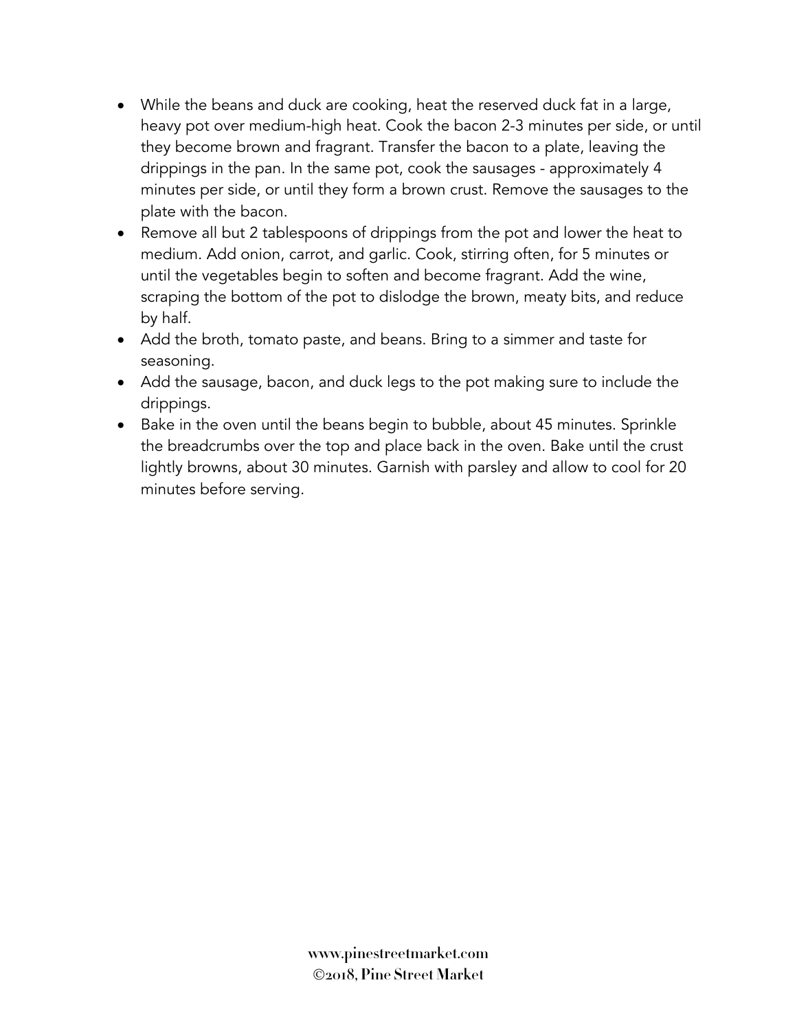- While the beans and duck are cooking, heat the reserved duck fat in a large, heavy pot over medium-high heat. Cook the bacon 2-3 minutes per side, or until they become brown and fragrant. Transfer the bacon to a plate, leaving the drippings in the pan. In the same pot, cook the sausages - approximately 4 minutes per side, or until they form a brown crust. Remove the sausages to the plate with the bacon.
- Remove all but 2 tablespoons of drippings from the pot and lower the heat to medium. Add onion, carrot, and garlic. Cook, stirring often, for 5 minutes or until the vegetables begin to soften and become fragrant. Add the wine, scraping the bottom of the pot to dislodge the brown, meaty bits, and reduce by half.
- Add the broth, tomato paste, and beans. Bring to a simmer and taste for seasoning.
- Add the sausage, bacon, and duck legs to the pot making sure to include the drippings.
- Bake in the oven until the beans begin to bubble, about 45 minutes. Sprinkle the breadcrumbs over the top and place back in the oven. Bake until the crust lightly browns, about 30 minutes. Garnish with parsley and allow to cool for 20 minutes before serving.

www.pinestreetmarket.com
©2018, Pine Street Market